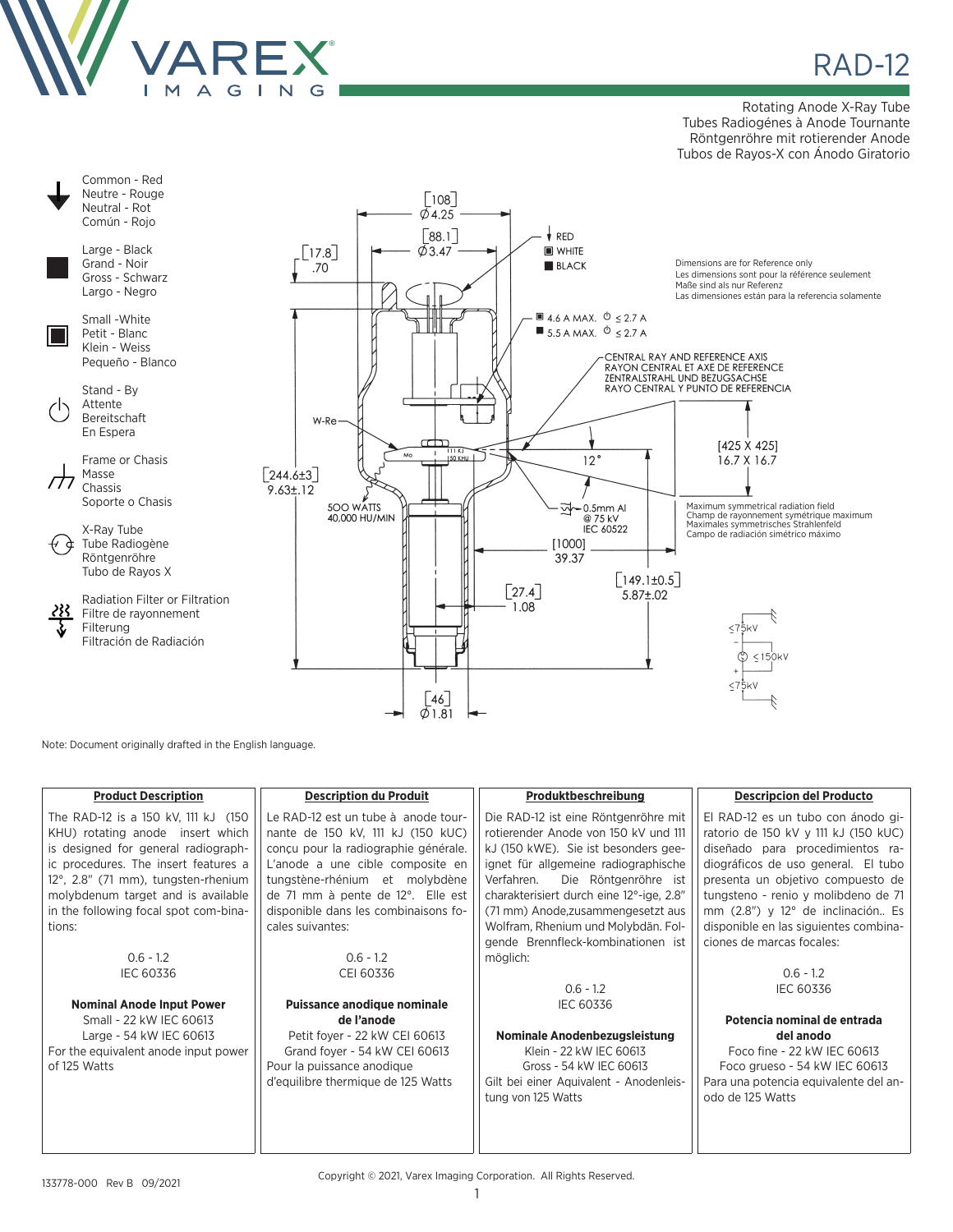# RAD-12

Rotating Anode X-Ray Tube
Tubes Radiogénes à Anode Tournante
Röntgenröhre mit rotierender Anode
Tubos de Rayos-X con Ánodo Giratorio

Common - Red
Neutre - Rouge
Neutral - Rot
Común - Rojo

Large - Black
Grand - Noir
Gross - Schwarz
Largo - Negro

Small -White
Petit - Blanc
Klein - Weiss
Pequeño - Blanco

Stand - By
Attente
Bereitschaft
En Espera

Frame or Chasis
Masse
Chassis
Soporte o Chasis

X-Ray Tube
Tube Radiogène
Röntgenröhre
Tubo de Rayos X

Radiation Filter or Filtration
Filtre de rayonnement
Filterung
Filtración de Radiación

[108] Ø4.25
[88.1] Ø3.47
[17.8] .70
RED
WHITE
BLACK

Dimensions are for Reference only
Les dimensions sont pour la référence seulement
Maße sind als nur Referenz
Las dimensiones están para la referencia solamente

4.6 A MAX. ≤ 2.7 A
5.5 A MAX. ≤ 2.7 A

CENTRAL RAY AND REFERENCE AXIS
RAYON CENTRAL ET AXE DE REFERENCE
ZENTRALSTRAHL UND BEZUGSACHSE
RAYO CENTRAL Y PUNTO DE REFERENCIA

W-Re
Mo
111 KJ
150 KHU
12°
[425 X 425]
16.7 X 16.7
[244.6±3]
9.63±.12
500 WATTS
40,000 HU/MIN
0.5mm Al
@ 75 kV
IEC 60522

Maximum symmetrical radiation field
Champ de rayonnement symétrique maximum
Maximales symmetrisches Strahlenfeld
Campo de radiación simétrico máximo

[1000]
39.37
[149.1±0.5]
5.87±.02
[27.4]
1.08
[46]
Ø1.81

≤75kV
≤150kV
≤75kV

Note: Document originally drafted in the English language.

| Product Description | Description du Produit | Produktbeschreibung | Descripcion del Producto |
|---|---|---|---|
| The RAD-12 is a 150 kV, 111 kJ (150 KHU) rotating anode insert which is designed for general radiographic procedures. The insert features a 12°, 2.8" (71 mm), tungsten-rhenium molybdenum target and is available in the following focal spot combinations:<br><br>0.6 - 1.2<br>IEC 60336<br><br>**Nominal Anode Input Power**<br>Small - 22 kW IEC 60613<br>Large - 54 kW IEC 60613<br>For the equivalent anode input power of 125 Watts | Le RAD-12 est un tube à anode tournante de 150 kV, 111 kJ (150 kUC) conçu pour la radiographie générale. L'anode a une cible composite en tungstène-rhénium et molybdène de 71 mm à pente de 12°. Elle est disponible dans les combinaisons focales suivantes:<br><br>0.6 - 1.2<br>CEI 60336<br><br>**Puissance anodique nominale de l'anode**<br>Petit foyer - 22 kW CEI 60613<br>Grand foyer - 54 kW CEI 60613<br>Pour la puissance anodique d'equilibre thermique de 125 Watts | Die RAD-12 ist eine Röntgenröhre mit rotierender Anode von 150 kV und 111 kJ (150 kWE). Sie ist besonders geeignet für allgemeine radiographische Verfahren. Die Röntgenröhre ist charakterisiert durch eine 12°-ige, 2.8" (71 mm) Anode,zusammengesetzt aus Wolfram, Rhenium und Molybdän. Folgende Brennfleck-kombinationen ist möglich:<br><br>0.6 - 1.2<br>IEC 60336<br><br>**Nominale Anodenbezugsleistung**<br>Klein - 22 kW IEC 60613<br>Gross - 54 kW IEC 60613<br>Gilt bei einer Aquivalent - Anodenleistung von 125 Watts | El RAD-12 es un tubo con ánodo giratorio de 150 kV y 111 kJ (150 kUC) diseñado para procedimientos radiográficos de uso general. El tubo presenta un objetivo compuesto de tungsteno - renio y molibdeno de 71 mm (2.8") y 12° de inclinación.. Es disponible en las siguientes combinaciones de marcas focales:<br><br>0.6 - 1.2<br>IEC 60336<br><br>**Potencia nominal de entrada del anodo**<br>Foco fine - 22 kW IEC 60613<br>Foco grueso - 54 kW IEC 60613<br>Para una potencia equivalente del anodo de 125 Watts |

133778-000 Rev B 09/2021

Copyright © 2021, Varex Imaging Corporation. All Rights Reserved.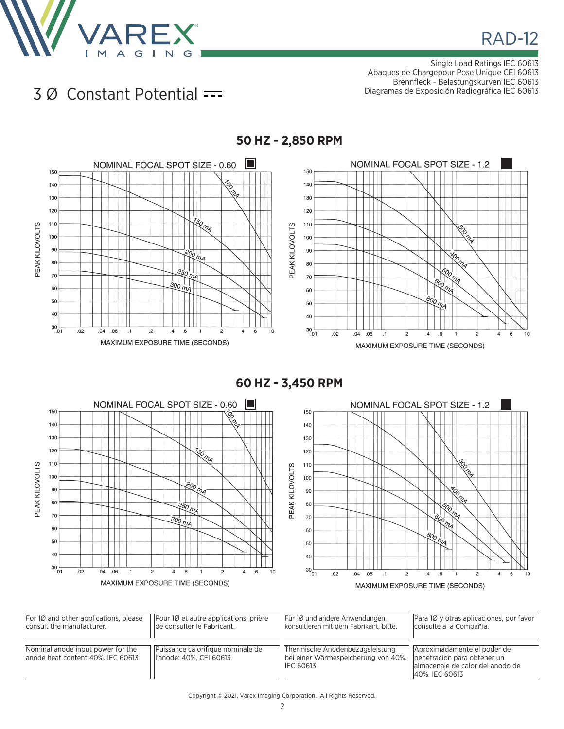# RAD-12

Single Load Ratings IEC 60613
Abaques de Chargepour Pose Unique CEI 60613
Brennfleck - Belastungskurven IEC 60613
Diagramas de Exposición Radiográfica IEC 60613

## 3 Ø Constant Potential

### 50 HZ - 2,850 RPM

NOMINAL FOCAL SPOT SIZE - 0.60

NOMINAL FOCAL SPOT SIZE - 1.2

### 60 HZ - 3,450 RPM

NOMINAL FOCAL SPOT SIZE - 0.60

NOMINAL FOCAL SPOT SIZE - 1.2

| For 1Ø and other applications, please consult the manufacturer. | Pour 1Ø et autre applications, prière de consulter le Fabricant. | Für 1Ø und andere Anwendungen, konsultieren mit dem Fabrikant, bitte. | Para 1Ø y otras aplicaciones, por favor consulte a la Compañia. |
|---|---|---|---|
| Nominal anode input power for the anode heat content 40%. IEC 60613 | Puissance calorifique nominale de l'anode: 40%, CEI 60613 | Thermische Anodenbezugsleistung bei einer Wärmespeicherung von 40%. IEC 60613 | Aproximadamente el poder de penetracion para obtener un almacenaje de calor del anodo de 40%. IEC 60613 |

Copyright © 2021, Varex Imaging Corporation. All Rights Reserved.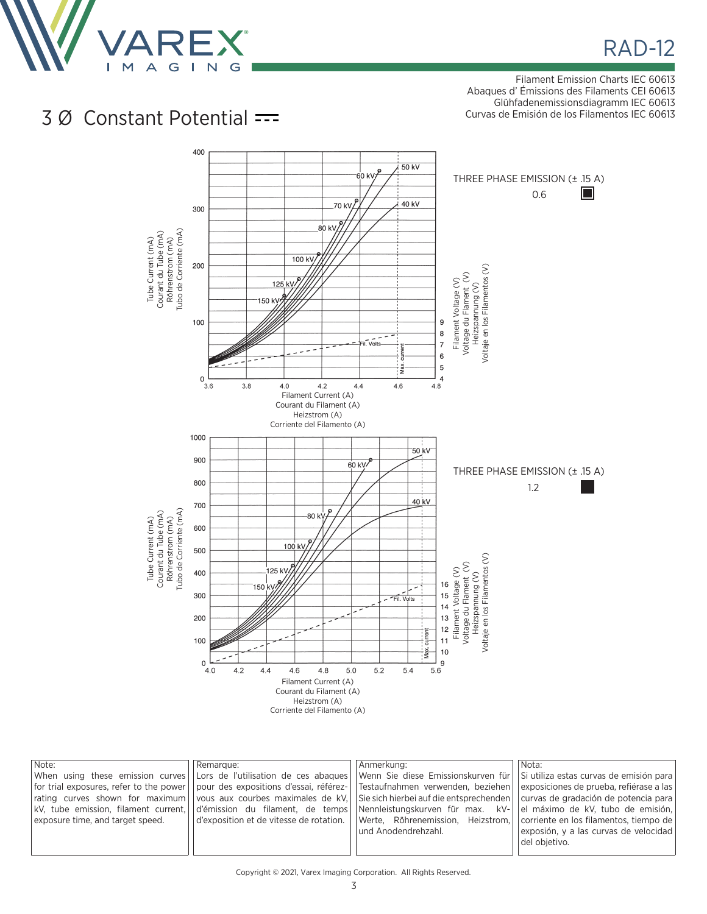Filament Emission Charts IEC 60613
Abaques d' Émissions des Filaments CEI 60613
Glühfadenemissionsdiagramm IEC 60613
Curvas de Emisión de los Filamentos IEC 60613

## 3 Ø Constant Potential

THREE PHASE EMISSION (± .15 A)

0.6

Tube Current (mA) / Courant du Tube (mA) / Röhrenstrom (mA) / Tubo de Corriente (mA)

Filament Current (A) / Courant du Filament (A) / Heizstrom (A) / Corriente del Filamento (A)

Filament Voltage (V) / Voltage du Flament (V) / Heizspannung (V) / Voltaje en los Filamentos (V)

Curves: 50 kV, 60 kV, 40 kV, 70 kV, 80 kV, 100 kV, 125 kV, 150 kV, Fil. Volts, Max. current

THREE PHASE EMISSION (± .15 A)

1.2

Tube Current (mA) / Courant du Tube (mA) / Röhrenstrom (mA) / Tubo de Corriente (mA)

Filament Current (A) / Courant du Filament (A) / Heizstrom (A) / Corriente del Filamento (A)

Filament Voltage (V) / Voltage du Flament (V) / Heizspannung (V) / Voltaje en los Filamentos (V)

Curves: 50 kV, 60 kV, 40 kV, 80 kV, 100 kV, 125 kV, 150 kV, Fil. Volts, Max. current

| Note: | Remarque: | Anmerkung: | Nota: |
|---|---|---|---|
| When using these emission curves for trial exposures, refer to the power rating curves shown for maximum kV, tube emission, filament current, exposure time, and target speed. | Lors de l'utilisation de ces abaques pour des expositions d'essai, référez-vous aux courbes maximales de kV, d'émission du filament, de temps d'exposition et de vitesse de rotation. | Wenn Sie diese Emissionskurven für Testaufnahmen verwenden, beziehen Sie sich hierbei auf die entsprechenden Nennleistungskurven für max. kV-Werte, Röhrenemission, Heizstrom, und Anodendrehzahl. | Si utiliza estas curvas de emisión para exposiciones de prueba, refiérase a las curvas de gradación de potencia para el máximo de kV, tubo de emisión, corriente en los filamentos, tiempo de exposión, y a las curvas de velocidad del objetivo. |

Copyright © 2021, Varex Imaging Corporation. All Rights Reserved.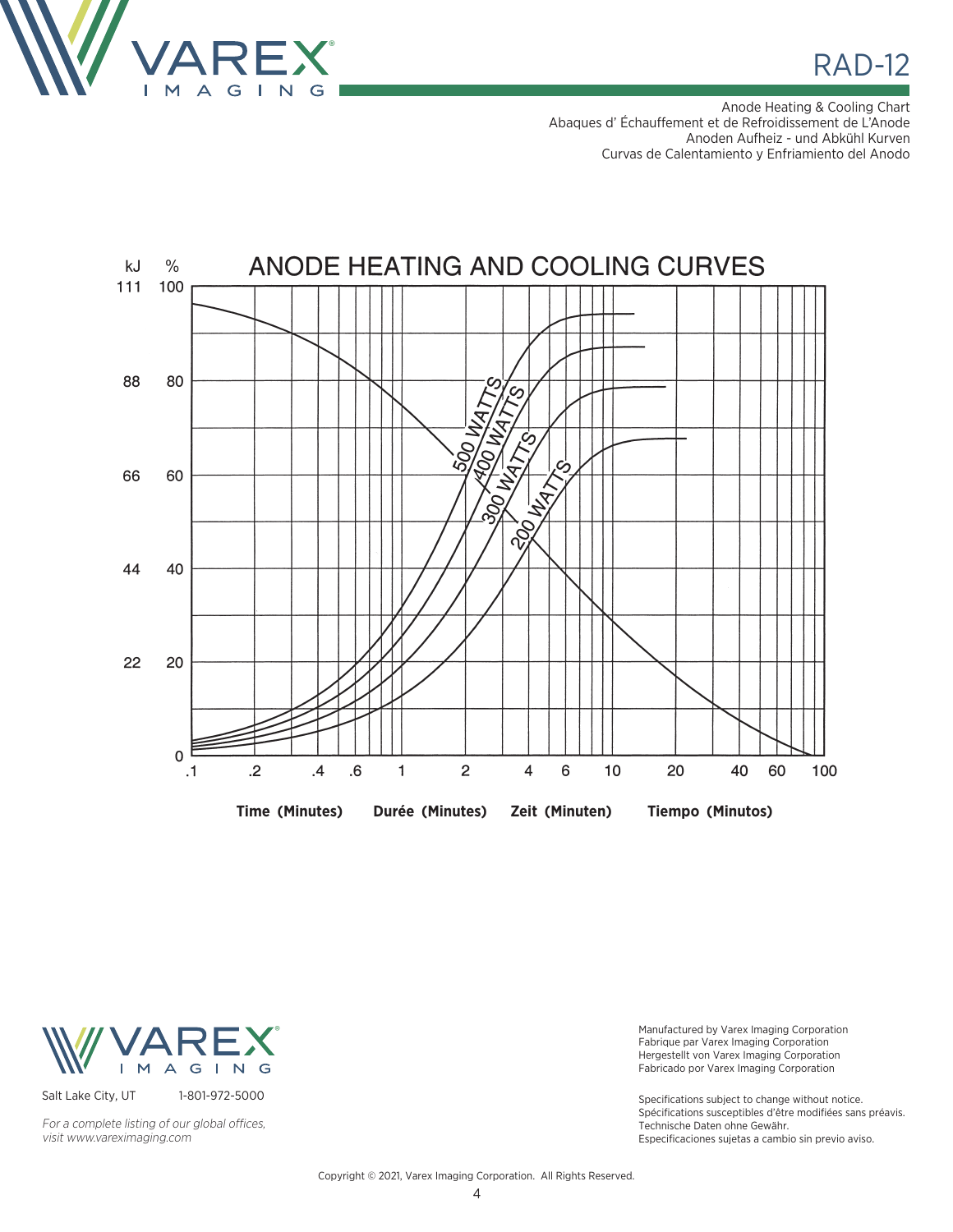# RAD-12

Anode Heating & Cooling Chart
Abaques d' Échauffement et de Refroidissement de L'Anode
Anoden Aufheiz - und Abkühl Kurven
Curvas de Calentamiento y Enfriamiento del Anodo

## ANODE HEATING AND COOLING CURVES

kJ %
111 100
88 80
66 60
44 40
22 20
0

500 WATTS
400 WATTS
300 WATTS
200 WATTS

.1 .2 .4 .6 1 2 4 6 10 20 40 60 100

**Time (Minutes)** **Durée (Minutes)** **Zeit (Minuten)** **Tiempo (Minutos)**

Salt Lake City, UT 1-801-972-5000

*For a complete listing of our global offices, visit www.vareximaging.com*

Manufactured by Varex Imaging Corporation
Fabrique par Varex Imaging Corporation
Hergestellt von Varex Imaging Corporation
Fabricado por Varex Imaging Corporation

Specifications subject to change without notice.
Spécifications susceptibles d'être modifiées sans préavis.
Technische Daten ohne Gewähr.
Especificaciones sujetas a cambio sin previo aviso.

Copyright © 2021, Varex Imaging Corporation. All Rights Reserved.